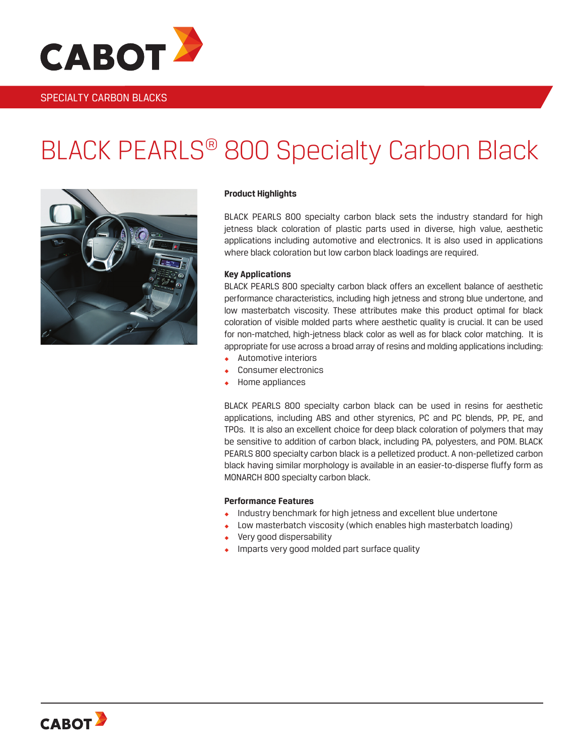SPECIALTY CARBON BLACKS

# BLACK PEARLS® 800 Specialty Carbon Black

**Product Highlights**

BLACK PEARLS 800 specialty carbon black sets the industry standard for high jetness black coloration of plastic parts used in diverse, high value, aesthetic applications including automotive and electronics. It is also used in applications where black coloration but low carbon black loadings are required.

**Key Applications**

BLACK PEARLS 800 specialty carbon black offers an excellent balance of aesthetic performance characteristics, including high jetness and strong blue undertone, and low masterbatch viscosity. These attributes make this product optimal for black coloration of visible molded parts where aesthetic quality is crucial. It can be used for non-matched, high-jetness black color as well as for black color matching. It is appropriate for use across a broad array of resins and molding applications including:

- Automotive interiors
- Consumer electronics
- Home appliances

BLACK PEARLS 800 specialty carbon black can be used in resins for aesthetic applications, including ABS and other styrenics, PC and PC blends, PP, PE, and TPOs. It is also an excellent choice for deep black coloration of polymers that may be sensitive to addition of carbon black, including PA, polyesters, and POM. BLACK PEARLS 800 specialty carbon black is a pelletized product. A non-pelletized carbon black having similar morphology is available in an easier-to-disperse fluffy form as MONARCH 800 specialty carbon black.

**Performance Features**

- Industry benchmark for high jetness and excellent blue undertone
- Low masterbatch viscosity (which enables high masterbatch loading)
- Very good dispersability
- Imparts very good molded part surface quality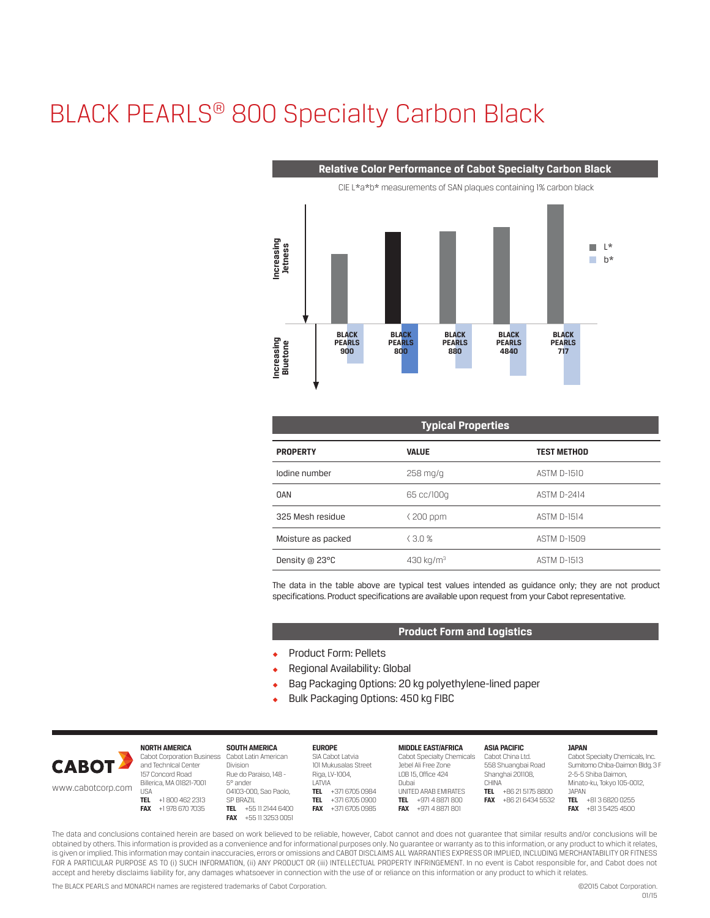# BLACK PEARLS® 800 Specialty Carbon Black

**Relative Color Performance of Cabot Specialty Carbon Black**

CIE L*a*b* measurements of SAN plaques containing 1% carbon black

Increasing Jetness

Increasing Bluetone

L*

b*

BLACK PEARLS 900

BLACK PEARLS 800

BLACK PEARLS 880

BLACK PEARLS 4840

BLACK PEARLS 717

## Typical Properties

| PROPERTY | VALUE | TEST METHOD |
|---|---|---|
| Iodine number | 258 mg/g | ASTM D-1510 |
| OAN | 65 cc/100g | ASTM D-2414 |
| 325 Mesh residue | < 200 ppm | ASTM D-1514 |
| Moisture as packed | < 3.0 % | ASTM D-1509 |
| Density @ 23°C | 430 kg/m$^3$ | ASTM D-1513 |

The data in the table above are typical test values intended as guidance only; they are not product specifications. Product specifications are available upon request from your Cabot representative.

## Product Form and Logistics

- Product Form: Pellets
- Regional Availability: Global
- Bag Packaging Options: 20 kg polyethylene-lined paper
- Bulk Packaging Options: 450 kg FIBC

CABOT
www.cabotcorp.com

**NORTH AMERICA**
Cabot Corporation Business and Technical Center
157 Concord Road
Billerica, MA 01821-7001
USA
**TEL** +1 800 462 2313
**FAX** +1 978 670 7035

**SOUTH AMERICA**
Cabot Latin American Division
Rue do Paraiso, 148 - 5º ander
04103-000, Sao Paolo, SP BRAZIL
**TEL** +55 11 2144 6400
**FAX** +55 11 3253 0051

**EUROPE**
SIA Cabot Latvia
101 Mukusalas Street
Riga, LV-1004,
LATVIA
**TEL** +371 6705 0984
**TEL** +371 6705 0900
**FAX** +371 6705 0985

**MIDDLE EAST/AFRICA**
Cabot Specialty Chemicals
Jebel Ali Free Zone
LOB 15, Office 424
Dubai
UNITED ARAB EMIRATES
**TEL** +971 4 8871 800
**FAX** +971 4 8871 801

**ASIA PACIFIC**
Cabot China Ltd.
558 Shuangbai Road
Shanghai 201108,
CHINA
**TEL** +86 21 5175 8800
**FAX** +86 21 6434 5532

**JAPAN**
Cabot Specialty Chemicals, Inc.
Sumitomo Chiba-Daimon Bldg. 3 F
2-5-5 Shiba Daimon,
Minato-ku, Tokyo 105-0012,
JAPAN
**TEL** +81 3 6820 0255
**FAX** +81 3 5425 4500

The data and conclusions contained herein are based on work believed to be reliable, however, Cabot cannot and does not guarantee that similar results and/or conclusions will be obtained by others. This information is provided as a convenience and for informational purposes only. No guarantee or warranty as to this information, or any product to which it relates, is given or implied. This information may contain inaccuracies, errors or omissions and CABOT DISCLAIMS ALL WARRANTIES EXPRESS OR IMPLIED, INCLUDING MERCHANTABILITY OR FITNESS FOR A PARTICULAR PURPOSE AS TO (i) SUCH INFORMATION, (ii) ANY PRODUCT OR (iii) INTELLECTUAL PROPERTY INFRINGEMENT. In no event is Cabot responsible for, and Cabot does not accept and hereby disclaims liability for, any damages whatsoever in connection with the use of or reliance on this information or any product to which it relates.

The BLACK PEARLS and MONARCH names are registered trademarks of Cabot Corporation.

©2015 Cabot Corporation.
01/15